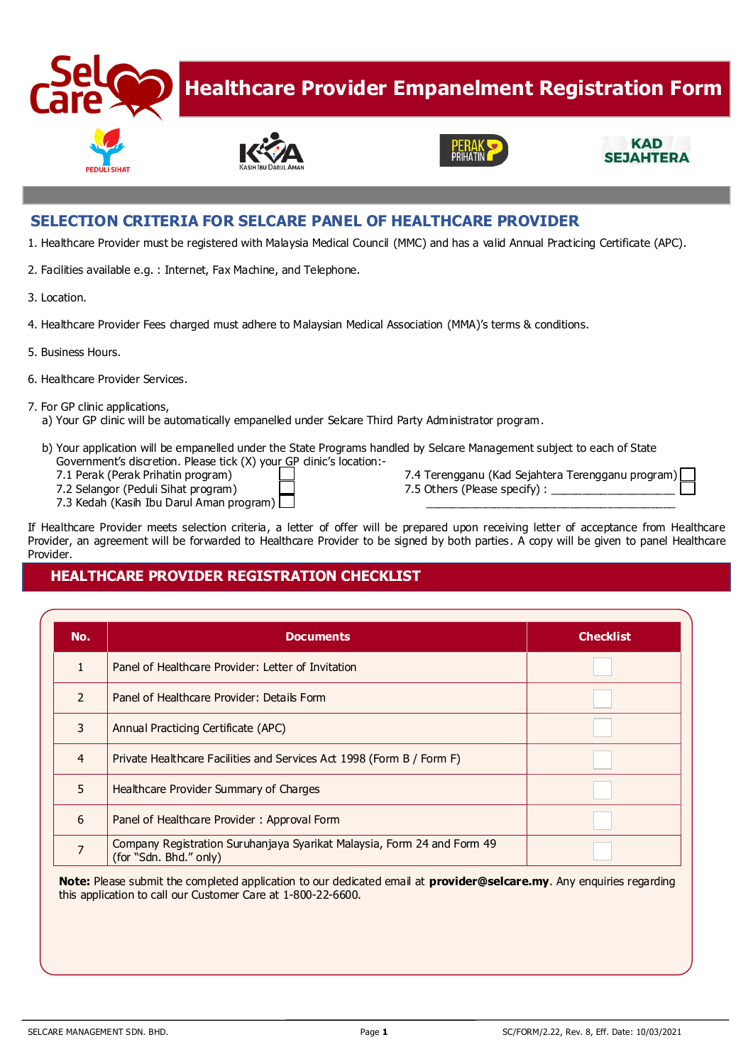# Healthcare Provider Empanelment Registration Form

## SELECTION CRITERIA FOR SELCARE PANEL OF HEALTHCARE PROVIDER

1. Healthcare Provider must be registered with Malaysia Medical Council (MMC) and has a valid Annual Practicing Certificate (APC).

2. Facilities available e.g. : Internet, Fax Machine, and Telephone.

3. Location.

4. Healthcare Provider Fees charged must adhere to Malaysian Medical Association (MMA)'s terms & conditions.

5. Business Hours.

6. Healthcare Provider Services.

7. For GP clinic applications,
   a) Your GP clinic will be automatically empanelled under Selcare Third Party Administrator program.

   b) Your application will be empanelled under the State Programs handled by Selcare Management subject to each of State Government's discretion. Please tick (X) your GP clinic's location:-
   - 7.1 Perak (Perak Prihatin program) ☐
   - 7.2 Selangor (Peduli Sihat program) ☐
   - 7.3 Kedah (Kasih Ibu Darul Aman program) ☐
   - 7.4 Terengganu (Kad Sejahtera Terengganu program) ☐
   - 7.5 Others (Please specify) : ____________________ ☐

If Healthcare Provider meets selection criteria, a letter of offer will be prepared upon receiving letter of acceptance from Healthcare Provider, an agreement will be forwarded to Healthcare Provider to be signed by both parties. A copy will be given to panel Healthcare Provider.

## HEALTHCARE PROVIDER REGISTRATION CHECKLIST

| No. | Documents | Checklist |
|---|---|---|
| 1 | Panel of Healthcare Provider: Letter of Invitation | ☐ |
| 2 | Panel of Healthcare Provider: Details Form | ☐ |
| 3 | Annual Practicing Certificate (APC) | ☐ |
| 4 | Private Healthcare Facilities and Services Act 1998 (Form B / Form F) | ☐ |
| 5 | Healthcare Provider Summary of Charges | ☐ |
| 6 | Panel of Healthcare Provider : Approval Form | ☐ |
| 7 | Company Registration Suruhanjaya Syarikat Malaysia, Form 24 and Form 49 (for "Sdn. Bhd." only) | ☐ |

**Note:** Please submit the completed application to our dedicated email at **provider@selcare.my**. Any enquiries regarding this application to call our Customer Care at 1-800-22-6600.

SELCARE MANAGEMENT SDN. BHD. SC/FORM/2.22, Rev. 8, Eff. Date: 10/03/2021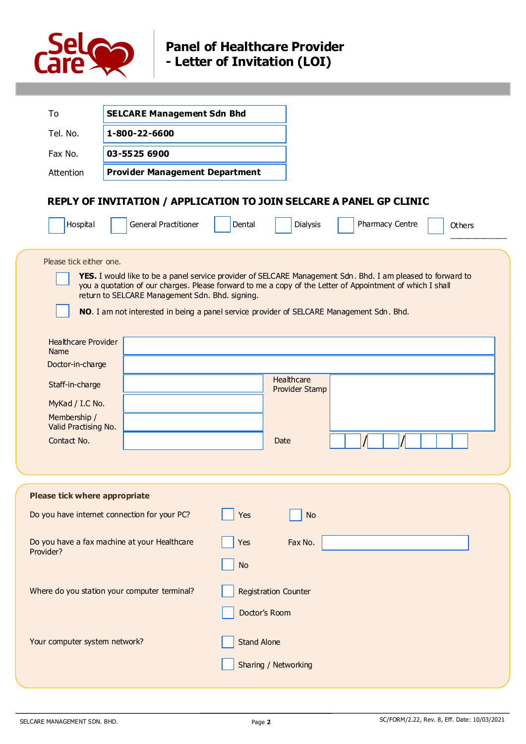# Panel of Healthcare Provider - Letter of Invitation (LOI)

| | |
|---|---|
| To | **SELCARE Management Sdn Bhd** |
| Tel. No. | **1-800-22-6600** |
| Fax No. | **03-5525 6900** |
| Attention | **Provider Management Department** |

## REPLY OF INVITATION / APPLICATION TO JOIN SELCARE A PANEL GP CLINIC

☐ Hospital ☐ General Practitioner ☐ Dental ☐ Dialysis ☐ Pharmacy Centre ☐ Others ____________

Please tick either one.

☐ **YES.** I would like to be a panel service provider of SELCARE Management Sdn. Bhd. I am pleased to forward to you a quotation of our charges. Please forward to me a copy of the Letter of Appointment of which I shall return to SELCARE Management Sdn. Bhd. signing.

☐ **NO**. I am not interested in being a panel service provider of SELCARE Management Sdn. Bhd.

| | | | |
|---|---|---|---|
| Healthcare Provider Name | | | |
| Doctor-in-charge | | | |
| Staff-in-charge | | Healthcare Provider Stamp | |
| MyKad / I.C No. | | | |
| Membership / Valid Practising No. | | | |
| Contact No. | | Date | __ __ / __ __ / __ __ __ __ |

**Please tick where appropriate**

Do you have internet connection for your PC? ☐ Yes ☐ No

Do you have a fax machine at your Healthcare Provider? ☐ Yes Fax No. ____________ ☐ No

Where do you station your computer terminal? ☐ Registration Counter ☐ Doctor's Room

Your computer system network? ☐ Stand Alone ☐ Sharing / Networking

SELCARE MANAGEMENT SDN. BHD. SC/FORM/2.22, Rev. 8, Eff. Date: 10/03/2021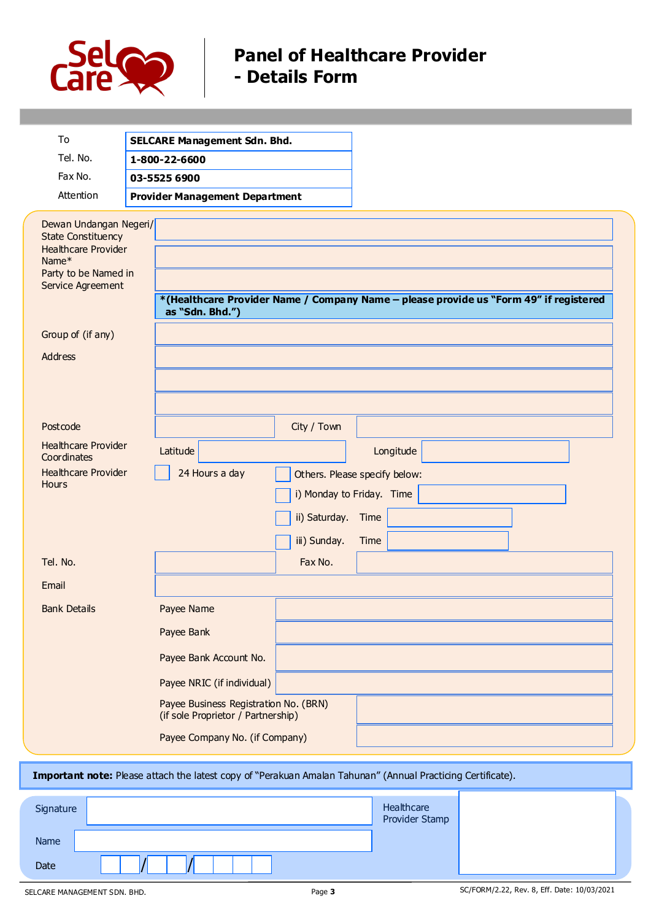# Panel of Healthcare Provider - Details Form

| | |
|---|---|
| To | **SELCARE Management Sdn. Bhd.** |
| Tel. No. | **1-800-22-6600** |
| Fax No. | **03-5525 6900** |
| Attention | **Provider Management Department** |

Dewan Undangan Negeri/ State Constituency: \_\_\_\_\_\_\_\_

Healthcare Provider Name*: \_\_\_\_\_\_\_\_

Party to be Named in Service Agreement: \_\_\_\_\_\_\_\_

**\*(Healthcare Provider Name / Company Name – please provide us "Form 49" if registered as "Sdn. Bhd.")**

Group of (if any): \_\_\_\_\_\_\_\_

Address: \_\_\_\_\_\_\_\_

Postcode: \_\_\_\_\_\_\_\_ City / Town: \_\_\_\_\_\_\_\_

Healthcare Provider Coordinates: Latitude \_\_\_\_\_\_\_\_ Longitude \_\_\_\_\_\_\_\_

Healthcare Provider Hours:

- ☐ 24 Hours a day
- ☐ Others. Please specify below:
  - ☐ i) Monday to Friday. Time \_\_\_\_\_\_\_\_
  - ☐ ii) Saturday. Time \_\_\_\_\_\_\_\_
  - ☐ iii) Sunday. Time \_\_\_\_\_\_\_\_

Tel. No.: \_\_\_\_\_\_\_\_ Fax No.: \_\_\_\_\_\_\_\_

Email: \_\_\_\_\_\_\_\_

Bank Details:

- Payee Name: \_\_\_\_\_\_\_\_
- Payee Bank: \_\_\_\_\_\_\_\_
- Payee Bank Account No.: \_\_\_\_\_\_\_\_
- Payee NRIC (if individual): \_\_\_\_\_\_\_\_
- Payee Business Registration No. (BRN) (if sole Proprietor / Partnership): \_\_\_\_\_\_\_\_
- Payee Company No. (if Company): \_\_\_\_\_\_\_\_

**Important note:** Please attach the latest copy of "Perakuan Amalan Tahunan" (Annual Practicing Certificate).

Signature: \_\_\_\_\_\_\_\_

Name: \_\_\_\_\_\_\_\_

Date: \_\_ \_\_ / \_\_ \_\_ / \_\_ \_\_ \_\_ \_\_

Healthcare Provider Stamp

SC/FORM/2.22, Rev. 8, Eff. Date: 10/03/2021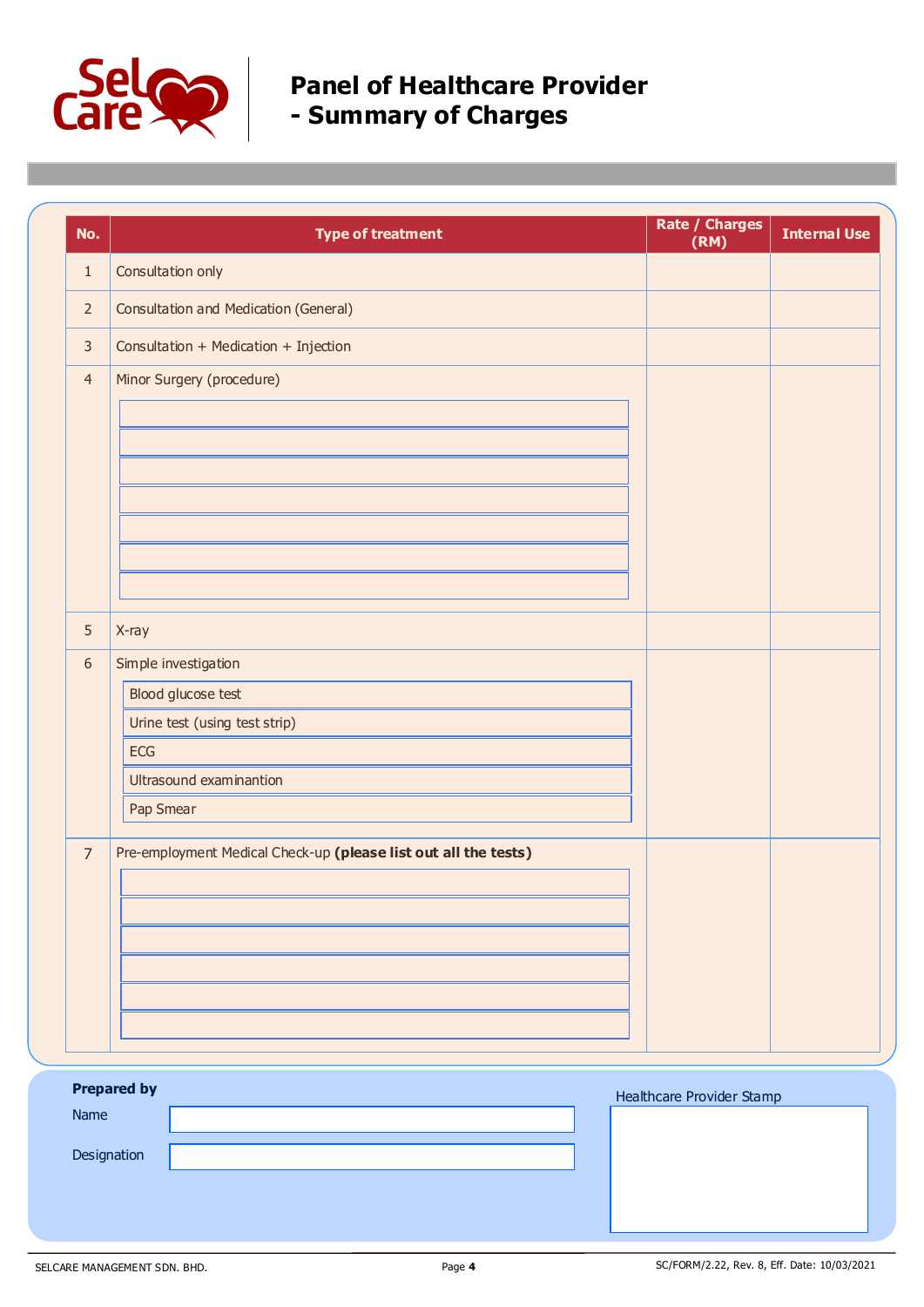# Panel of Healthcare Provider - Summary of Charges

| No. | Type of treatment | Rate / Charges (RM) | Internal Use |
|---|---|---|---|
| 1 | Consultation only | | |
| 2 | Consultation and Medication (General) | | |
| 3 | Consultation + Medication + Injection | | |
| 4 | Minor Surgery (procedure) | | |
| 5 | X-ray | | |
| 6 | Simple investigation<br>Blood glucose test<br>Urine test (using test strip)<br>ECG<br>Ultrasound examinantion<br>Pap Smear | | |
| 7 | Pre-employment Medical Check-up **(please list out all the tests)** | | |

**Prepared by**

Name

Designation

Healthcare Provider Stamp

SELCARE MANAGEMENT SDN. BHD.

SC/FORM/2.22, Rev. 8, Eff. Date: 10/03/2021